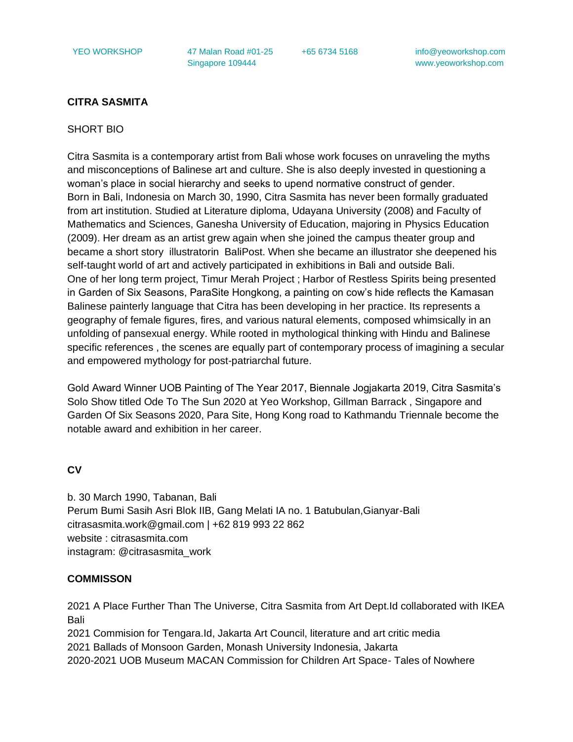YEO WORKSHOP 47 Malan Road #01-25 Singapore 109444 +65 6734 5168 info@yeoworkshop.com www.yeoworkshop.com

**CITRA SASMITA**

SHORT BIO

Citra Sasmita is a contemporary artist from Bali whose work focuses on unraveling the myths and misconceptions of Balinese art and culture. She is also deeply invested in questioning a woman's place in social hierarchy and seeks to upend normative construct of gender.
Born in Bali, Indonesia on March 30, 1990, Citra Sasmita has never been formally graduated from art institution. Studied at Literature diploma, Udayana University (2008) and Faculty of Mathematics and Sciences, Ganesha University of Education, majoring in Physics Education (2009). Her dream as an artist grew again when she joined the campus theater group and became a short story illustratorin BaliPost. When she became an illustrator she deepened his self-taught world of art and actively participated in exhibitions in Bali and outside Bali.
One of her long term project, Timur Merah Project ; Harbor of Restless Spirits being presented in Garden of Six Seasons, ParaSite Hongkong, a painting on cow's hide reflects the Kamasan Balinese painterly language that Citra has been developing in her practice. Its represents a geography of female figures, fires, and various natural elements, composed whimsically in an unfolding of pansexual energy. While rooted in mythological thinking with Hindu and Balinese specific references , the scenes are equally part of contemporary process of imagining a secular and empowered mythology for post-patriarchal future.

Gold Award Winner UOB Painting of The Year 2017, Biennale Jogjakarta 2019, Citra Sasmita's Solo Show titled Ode To The Sun 2020 at Yeo Workshop, Gillman Barrack , Singapore and Garden Of Six Seasons 2020, Para Site, Hong Kong road to Kathmandu Triennale become the notable award and exhibition in her career.

**CV**

b. 30 March 1990, Tabanan, Bali
Perum Bumi Sasih Asri Blok IIB, Gang Melati IA no. 1 Batubulan,Gianyar-Bali
citrasasmita.work@gmail.com | +62 819 993 22 862
website : citrasasmita.com
instagram: @citrasasmita_work

**COMMISSON**

2021 A Place Further Than The Universe, Citra Sasmita from Art Dept.Id collaborated with IKEA Bali
2021 Commision for Tengara.Id, Jakarta Art Council, literature and art critic media
2021 Ballads of Monsoon Garden, Monash University Indonesia, Jakarta
2020-2021 UOB Museum MACAN Commission for Children Art Space- Tales of Nowhere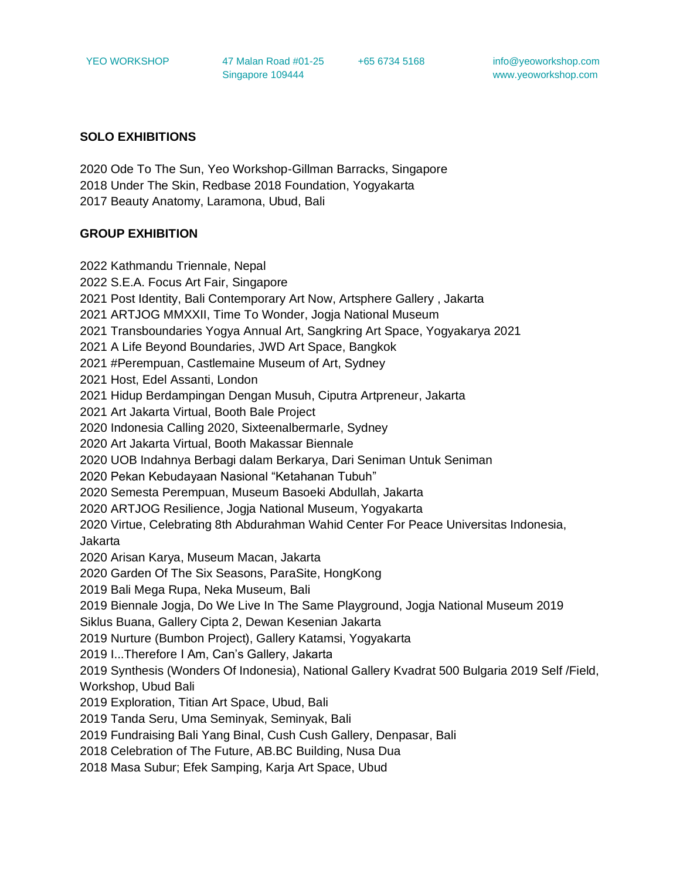## SOLO EXHIBITIONS

2020 Ode To The Sun, Yeo Workshop-Gillman Barracks, Singapore
2018 Under The Skin, Redbase 2018 Foundation, Yogyakarta
2017 Beauty Anatomy, Laramona, Ubud, Bali

## GROUP EXHIBITION

2022 Kathmandu Triennale, Nepal
2022 S.E.A. Focus Art Fair, Singapore
2021 Post Identity, Bali Contemporary Art Now, Artsphere Gallery , Jakarta
2021 ARTJOG MMXXII, Time To Wonder, Jogja National Museum
2021 Transboundaries Yogya Annual Art, Sangkring Art Space, Yogyakarya 2021
2021 A Life Beyond Boundaries, JWD Art Space, Bangkok
2021 #Perempuan, Castlemaine Museum of Art, Sydney
2021 Host, Edel Assanti, London
2021 Hidup Berdampingan Dengan Musuh, Ciputra Artpreneur, Jakarta
2021 Art Jakarta Virtual, Booth Bale Project
2020 Indonesia Calling 2020, Sixteenalbermarle, Sydney
2020 Art Jakarta Virtual, Booth Makassar Biennale
2020 UOB Indahnya Berbagi dalam Berkarya, Dari Seniman Untuk Seniman
2020 Pekan Kebudayaan Nasional "Ketahanan Tubuh"
2020 Semesta Perempuan, Museum Basoeki Abdullah, Jakarta
2020 ARTJOG Resilience, Jogja National Museum, Yogyakarta
2020 Virtue, Celebrating 8th Abdurahman Wahid Center For Peace Universitas Indonesia, Jakarta
2020 Arisan Karya, Museum Macan, Jakarta
2020 Garden Of The Six Seasons, ParaSite, HongKong
2019 Bali Mega Rupa, Neka Museum, Bali
2019 Biennale Jogja, Do We Live In The Same Playground, Jogja National Museum 2019 Siklus Buana, Gallery Cipta 2, Dewan Kesenian Jakarta
2019 Nurture (Bumbon Project), Gallery Katamsi, Yogyakarta
2019 I...Therefore I Am, Can's Gallery, Jakarta
2019 Synthesis (Wonders Of Indonesia), National Gallery Kvadrat 500 Bulgaria 2019 Self /Field, Workshop, Ubud Bali
2019 Exploration, Titian Art Space, Ubud, Bali
2019 Tanda Seru, Uma Seminyak, Seminyak, Bali
2019 Fundraising Bali Yang Binal, Cush Cush Gallery, Denpasar, Bali
2018 Celebration of The Future, AB.BC Building, Nusa Dua
2018 Masa Subur; Efek Samping, Karja Art Space, Ubud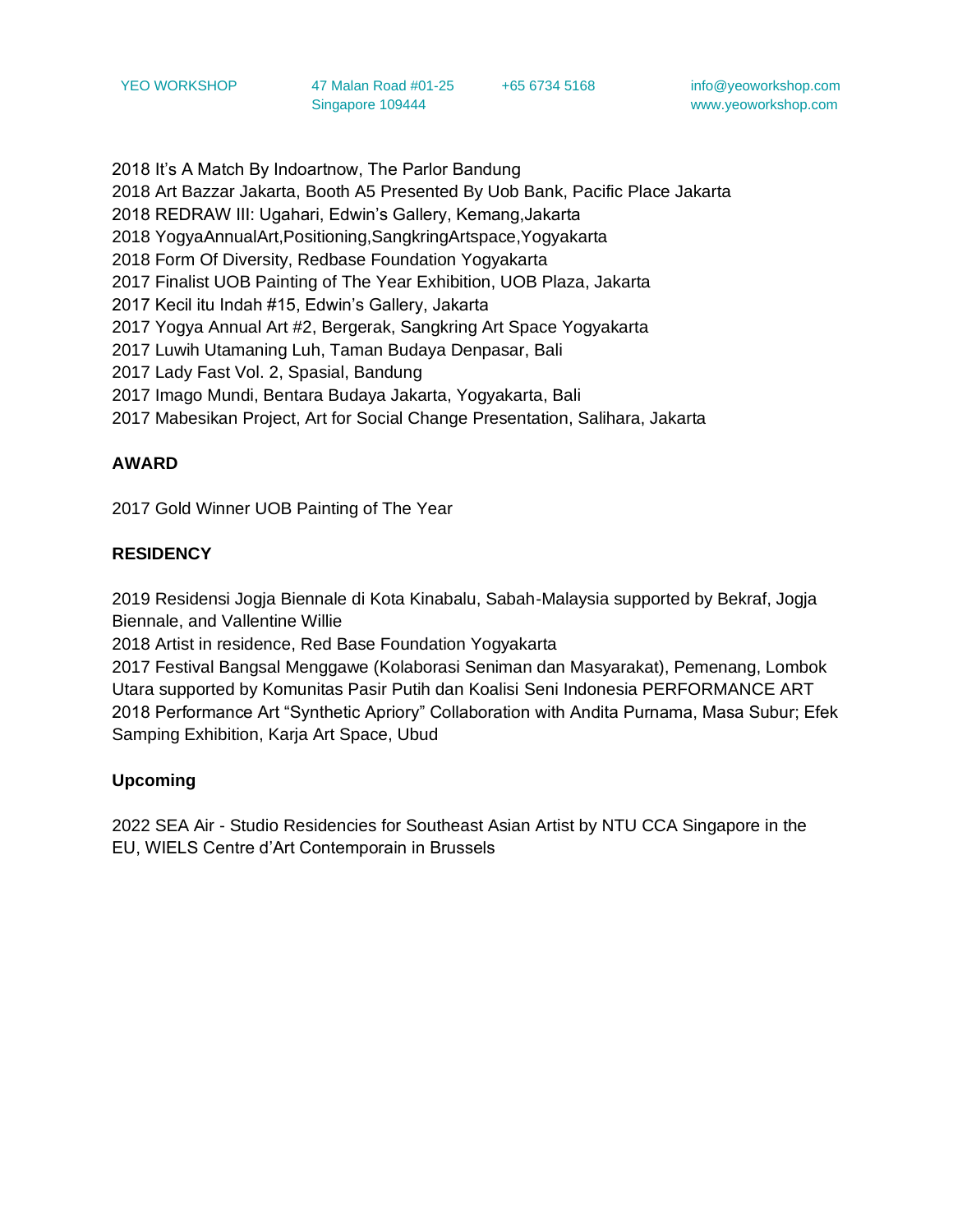2018 It's A Match By Indoartnow, The Parlor Bandung
2018 Art Bazzar Jakarta, Booth A5 Presented By Uob Bank, Pacific Place Jakarta
2018 REDRAW III: Ugahari, Edwin's Gallery, Kemang,Jakarta
2018 YogyaAnnualArt,Positioning,SangkringArtspace,Yogyakarta
2018 Form Of Diversity, Redbase Foundation Yogyakarta
2017 Finalist UOB Painting of The Year Exhibition, UOB Plaza, Jakarta
2017 Kecil itu Indah #15, Edwin's Gallery, Jakarta
2017 Yogya Annual Art #2, Bergerak, Sangkring Art Space Yogyakarta
2017 Luwih Utamaning Luh, Taman Budaya Denpasar, Bali
2017 Lady Fast Vol. 2, Spasial, Bandung
2017 Imago Mundi, Bentara Budaya Jakarta, Yogyakarta, Bali
2017 Mabesikan Project, Art for Social Change Presentation, Salihara, Jakarta

**AWARD**

2017 Gold Winner UOB Painting of The Year

**RESIDENCY**

2019 Residensi Jogja Biennale di Kota Kinabalu, Sabah-Malaysia supported by Bekraf, Jogja Biennale, and Vallentine Willie
2018 Artist in residence, Red Base Foundation Yogyakarta
2017 Festival Bangsal Menggawe (Kolaborasi Seniman dan Masyarakat), Pemenang, Lombok Utara supported by Komunitas Pasir Putih dan Koalisi Seni Indonesia PERFORMANCE ART
2018 Performance Art "Synthetic Apriory" Collaboration with Andita Purnama, Masa Subur; Efek Samping Exhibition, Karja Art Space, Ubud

**Upcoming**

2022 SEA Air - Studio Residencies for Southeast Asian Artist by NTU CCA Singapore in the EU, WIELS Centre d'Art Contemporain in Brussels